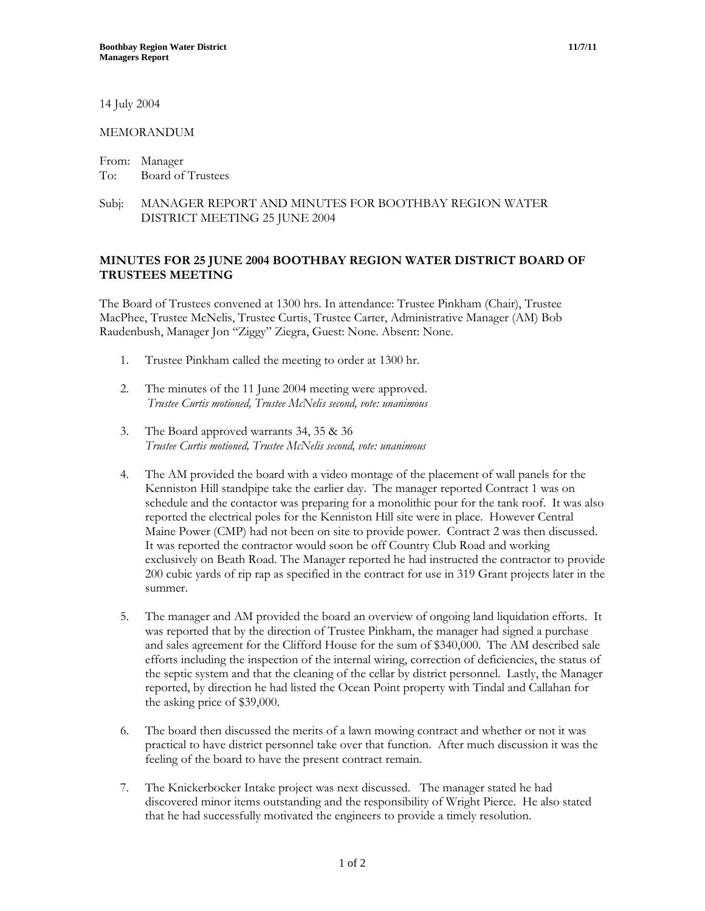14 July 2004

MEMORANDUM

From: Manager
To: Board of Trustees

Subj: MANAGER REPORT AND MINUTES FOR BOOTHBAY REGION WATER DISTRICT MEETING 25 JUNE 2004

## MINUTES FOR 25 JUNE 2004 BOOTHBAY REGION WATER DISTRICT BOARD OF TRUSTEES MEETING

The Board of Trustees convened at 1300 hrs. In attendance: Trustee Pinkham (Chair), Trustee MacPhee, Trustee McNelis, Trustee Curtis, Trustee Carter, Administrative Manager (AM) Bob Raudenbush, Manager Jon "Ziggy" Ziegra, Guest: None. Absent: None.

1. Trustee Pinkham called the meeting to order at 1300 hr.

2. The minutes of the 11 June 2004 meeting were approved.
   *Trustee Curtis motioned, Trustee McNelis second, vote: unanimous*

3. The Board approved warrants 34, 35 & 36
   *Trustee Curtis motioned, Trustee McNelis second, vote: unanimous*

4. The AM provided the board with a video montage of the placement of wall panels for the Kenniston Hill standpipe take the earlier day. The manager reported Contract 1 was on schedule and the contactor was preparing for a monolithic pour for the tank roof. It was also reported the electrical poles for the Kenniston Hill site were in place. However Central Maine Power (CMP) had not been on site to provide power. Contract 2 was then discussed. It was reported the contractor would soon be off Country Club Road and working exclusively on Beath Road. The Manager reported he had instructed the contractor to provide 200 cubic yards of rip rap as specified in the contract for use in 319 Grant projects later in the summer.

5. The manager and AM provided the board an overview of ongoing land liquidation efforts. It was reported that by the direction of Trustee Pinkham, the manager had signed a purchase and sales agreement for the Clifford House for the sum of $340,000. The AM described sale efforts including the inspection of the internal wiring, correction of deficiencies, the status of the septic system and that the cleaning of the cellar by district personnel. Lastly, the Manager reported, by direction he had listed the Ocean Point property with Tindal and Callahan for the asking price of $39,000.

6. The board then discussed the merits of a lawn mowing contract and whether or not it was practical to have district personnel take over that function. After much discussion it was the feeling of the board to have the present contract remain.

7. The Knickerbocker Intake project was next discussed. The manager stated he had discovered minor items outstanding and the responsibility of Wright Pierce. He also stated that he had successfully motivated the engineers to provide a timely resolution.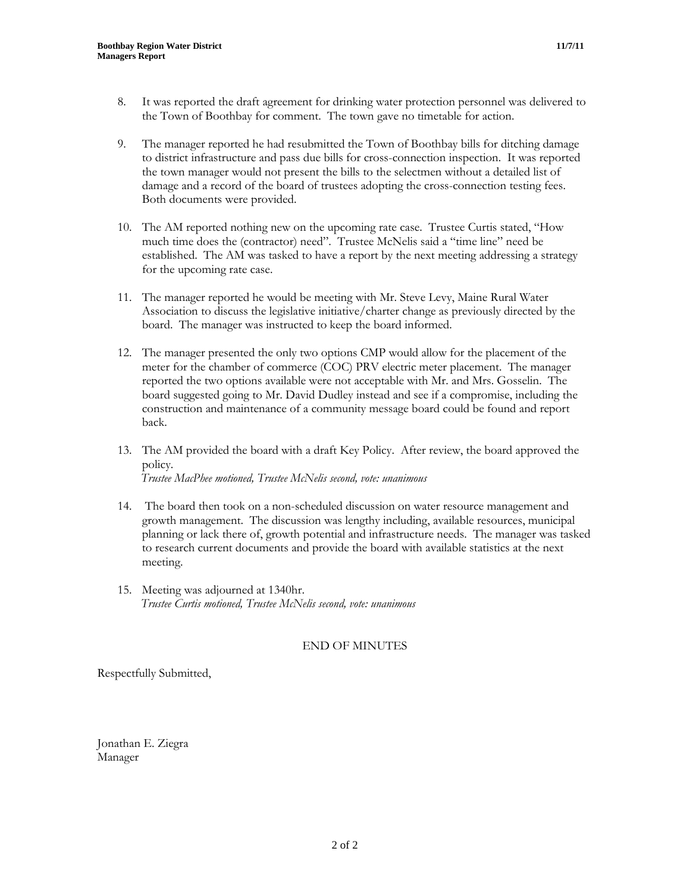8. It was reported the draft agreement for drinking water protection personnel was delivered to the Town of Boothbay for comment. The town gave no timetable for action.

9. The manager reported he had resubmitted the Town of Boothbay bills for ditching damage to district infrastructure and pass due bills for cross-connection inspection. It was reported the town manager would not present the bills to the selectmen without a detailed list of damage and a record of the board of trustees adopting the cross-connection testing fees. Both documents were provided.

10. The AM reported nothing new on the upcoming rate case. Trustee Curtis stated, "How much time does the (contractor) need". Trustee McNelis said a "time line" need be established. The AM was tasked to have a report by the next meeting addressing a strategy for the upcoming rate case.

11. The manager reported he would be meeting with Mr. Steve Levy, Maine Rural Water Association to discuss the legislative initiative/charter change as previously directed by the board. The manager was instructed to keep the board informed.

12. The manager presented the only two options CMP would allow for the placement of the meter for the chamber of commerce (COC) PRV electric meter placement. The manager reported the two options available were not acceptable with Mr. and Mrs. Gosselin. The board suggested going to Mr. David Dudley instead and see if a compromise, including the construction and maintenance of a community message board could be found and report back.

13. The AM provided the board with a draft Key Policy. After review, the board approved the policy.
    *Trustee MacPhee motioned, Trustee McNelis second, vote: unanimous*

14. The board then took on a non-scheduled discussion on water resource management and growth management. The discussion was lengthy including, available resources, municipal planning or lack there of, growth potential and infrastructure needs. The manager was tasked to research current documents and provide the board with available statistics at the next meeting.

15. Meeting was adjourned at 1340hr.
    *Trustee Curtis motioned, Trustee McNelis second, vote: unanimous*

END OF MINUTES

Respectfully Submitted,

Jonathan E. Ziegra
Manager